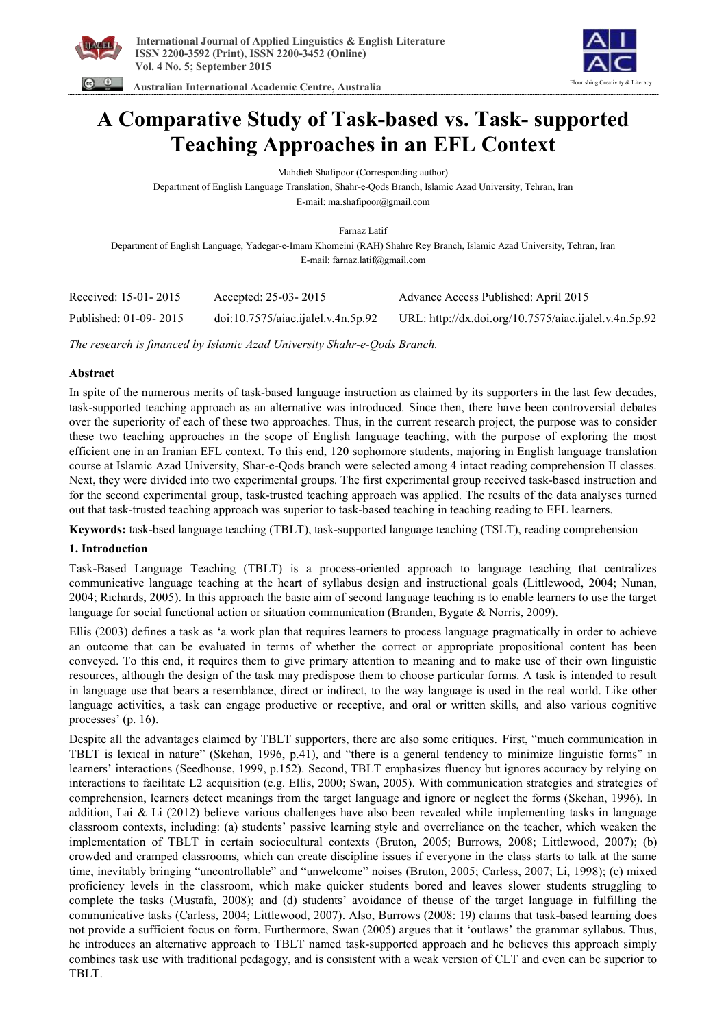# A Comparative Study of Task-based vs. Task- supported Teaching Approaches in an EFL Context

Mahdieh Shafipoor (Corresponding author)

Department of English Language Translation, Shahr-e-Qods Branch, Islamic Azad University, Tehran, Iran

E-mail: ma.shafipoor@gmail.com

Farnaz Latif

Department of English Language, Yadegar-e-Imam Khomeini (RAH) Shahre Rey Branch, Islamic Azad University, Tehran, Iran

E-mail: farnaz.latif@gmail.com

| Received: 15-01- 2015 | Accepted: 25-03- 2015 | Advance Access Published: April 2015 |
|---|---|---|
| Published: 01-09- 2015 | doi:10.7575/aiac.ijalel.v.4n.5p.92 | URL: http://dx.doi.org/10.7575/aiac.ijalel.v.4n.5p.92 |

*The research is financed by Islamic Azad University Shahr-e-Qods Branch.*

## Abstract

In spite of the numerous merits of task-based language instruction as claimed by its supporters in the last few decades, task-supported teaching approach as an alternative was introduced. Since then, there have been controversial debates over the superiority of each of these two approaches. Thus, in the current research project, the purpose was to consider these two teaching approaches in the scope of English language teaching, with the purpose of exploring the most efficient one in an Iranian EFL context. To this end, 120 sophomore students, majoring in English language translation course at Islamic Azad University, Shar-e-Qods branch were selected among 4 intact reading comprehension II classes. Next, they were divided into two experimental groups. The first experimental group received task-based instruction and for the second experimental group, task-trusted teaching approach was applied. The results of the data analyses turned out that task-trusted teaching approach was superior to task-based teaching in teaching reading to EFL learners.

**Keywords:** task-bsed language teaching (TBLT), task-supported language teaching (TSLT), reading comprehension

## 1. Introduction

Task-Based Language Teaching (TBLT) is a process-oriented approach to language teaching that centralizes communicative language teaching at the heart of syllabus design and instructional goals (Littlewood, 2004; Nunan, 2004; Richards, 2005). In this approach the basic aim of second language teaching is to enable learners to use the target language for social functional action or situation communication (Branden, Bygate & Norris, 2009).

Ellis (2003) defines a task as 'a work plan that requires learners to process language pragmatically in order to achieve an outcome that can be evaluated in terms of whether the correct or appropriate propositional content has been conveyed. To this end, it requires them to give primary attention to meaning and to make use of their own linguistic resources, although the design of the task may predispose them to choose particular forms. A task is intended to result in language use that bears a resemblance, direct or indirect, to the way language is used in the real world. Like other language activities, a task can engage productive or receptive, and oral or written skills, and also various cognitive processes' (p. 16).

Despite all the advantages claimed by TBLT supporters, there are also some critiques. First, "much communication in TBLT is lexical in nature" (Skehan, 1996, p.41), and "there is a general tendency to minimize linguistic forms" in learners' interactions (Seedhouse, 1999, p.152). Second, TBLT emphasizes fluency but ignores accuracy by relying on interactions to facilitate L2 acquisition (e.g. Ellis, 2000; Swan, 2005). With communication strategies and strategies of comprehension, learners detect meanings from the target language and ignore or neglect the forms (Skehan, 1996). In addition, Lai & Li (2012) believe various challenges have also been revealed while implementing tasks in language classroom contexts, including: (a) students' passive learning style and overreliance on the teacher, which weaken the implementation of TBLT in certain sociocultural contexts (Bruton, 2005; Burrows, 2008; Littlewood, 2007); (b) crowded and cramped classrooms, which can create discipline issues if everyone in the class starts to talk at the same time, inevitably bringing "uncontrollable" and "unwelcome" noises (Bruton, 2005; Carless, 2007; Li, 1998); (c) mixed proficiency levels in the classroom, which make quicker students bored and leaves slower students struggling to complete the tasks (Mustafa, 2008); and (d) students' avoidance of theuse of the target language in fulfilling the communicative tasks (Carless, 2004; Littlewood, 2007). Also, Burrows (2008: 19) claims that task-based learning does not provide a sufficient focus on form. Furthermore, Swan (2005) argues that it 'outlaws' the grammar syllabus. Thus, he introduces an alternative approach to TBLT named task-supported approach and he believes this approach simply combines task use with traditional pedagogy, and is consistent with a weak version of CLT and even can be superior to TBLT.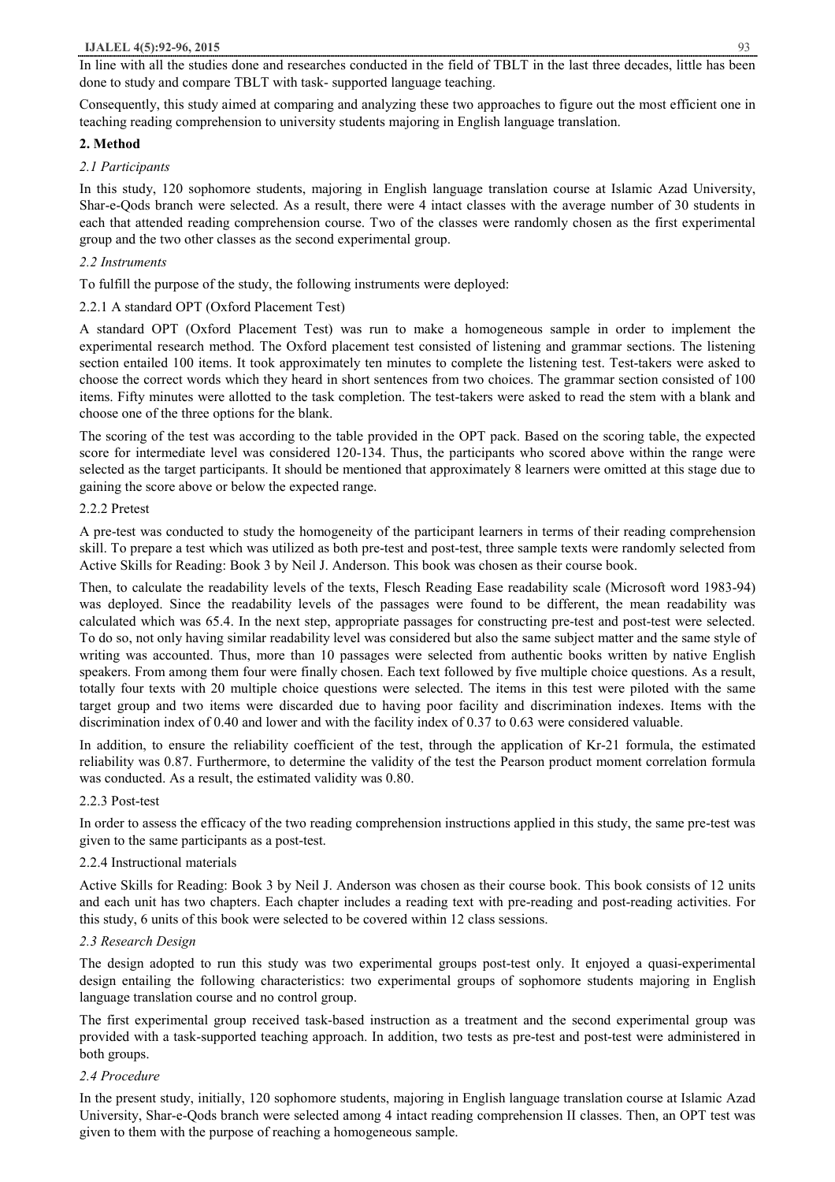In line with all the studies done and researches conducted in the field of TBLT in the last three decades, little has been done to study and compare TBLT with task- supported language teaching.

Consequently, this study aimed at comparing and analyzing these two approaches to figure out the most efficient one in teaching reading comprehension to university students majoring in English language translation.

## 2. Method

### *2.1 Participants*

In this study, 120 sophomore students, majoring in English language translation course at Islamic Azad University, Shar-e-Qods branch were selected. As a result, there were 4 intact classes with the average number of 30 students in each that attended reading comprehension course. Two of the classes were randomly chosen as the first experimental group and the two other classes as the second experimental group.

### *2.2 Instruments*

To fulfill the purpose of the study, the following instruments were deployed:

#### 2.2.1 A standard OPT (Oxford Placement Test)

A standard OPT (Oxford Placement Test) was run to make a homogeneous sample in order to implement the experimental research method. The Oxford placement test consisted of listening and grammar sections. The listening section entailed 100 items. It took approximately ten minutes to complete the listening test. Test-takers were asked to choose the correct words which they heard in short sentences from two choices. The grammar section consisted of 100 items. Fifty minutes were allotted to the task completion. The test-takers were asked to read the stem with a blank and choose one of the three options for the blank.

The scoring of the test was according to the table provided in the OPT pack. Based on the scoring table, the expected score for intermediate level was considered 120-134. Thus, the participants who scored above within the range were selected as the target participants. It should be mentioned that approximately 8 learners were omitted at this stage due to gaining the score above or below the expected range.

#### 2.2.2 Pretest

A pre-test was conducted to study the homogeneity of the participant learners in terms of their reading comprehension skill. To prepare a test which was utilized as both pre-test and post-test, three sample texts were randomly selected from Active Skills for Reading: Book 3 by Neil J. Anderson. This book was chosen as their course book.

Then, to calculate the readability levels of the texts, Flesch Reading Ease readability scale (Microsoft word 1983-94) was deployed. Since the readability levels of the passages were found to be different, the mean readability was calculated which was 65.4. In the next step, appropriate passages for constructing pre-test and post-test were selected. To do so, not only having similar readability level was considered but also the same subject matter and the same style of writing was accounted. Thus, more than 10 passages were selected from authentic books written by native English speakers. From among them four were finally chosen. Each text followed by five multiple choice questions. As a result, totally four texts with 20 multiple choice questions were selected. The items in this test were piloted with the same target group and two items were discarded due to having poor facility and discrimination indexes. Items with the discrimination index of 0.40 and lower and with the facility index of 0.37 to 0.63 were considered valuable.

In addition, to ensure the reliability coefficient of the test, through the application of Kr-21 formula, the estimated reliability was 0.87. Furthermore, to determine the validity of the test the Pearson product moment correlation formula was conducted. As a result, the estimated validity was 0.80.

#### 2.2.3 Post-test

In order to assess the efficacy of the two reading comprehension instructions applied in this study, the same pre-test was given to the same participants as a post-test.

#### 2.2.4 Instructional materials

Active Skills for Reading: Book 3 by Neil J. Anderson was chosen as their course book. This book consists of 12 units and each unit has two chapters. Each chapter includes a reading text with pre-reading and post-reading activities. For this study, 6 units of this book were selected to be covered within 12 class sessions.

### *2.3 Research Design*

The design adopted to run this study was two experimental groups post-test only. It enjoyed a quasi-experimental design entailing the following characteristics: two experimental groups of sophomore students majoring in English language translation course and no control group.

The first experimental group received task-based instruction as a treatment and the second experimental group was provided with a task-supported teaching approach. In addition, two tests as pre-test and post-test were administered in both groups.

### *2.4 Procedure*

In the present study, initially, 120 sophomore students, majoring in English language translation course at Islamic Azad University, Shar-e-Qods branch were selected among 4 intact reading comprehension II classes. Then, an OPT test was given to them with the purpose of reaching a homogeneous sample.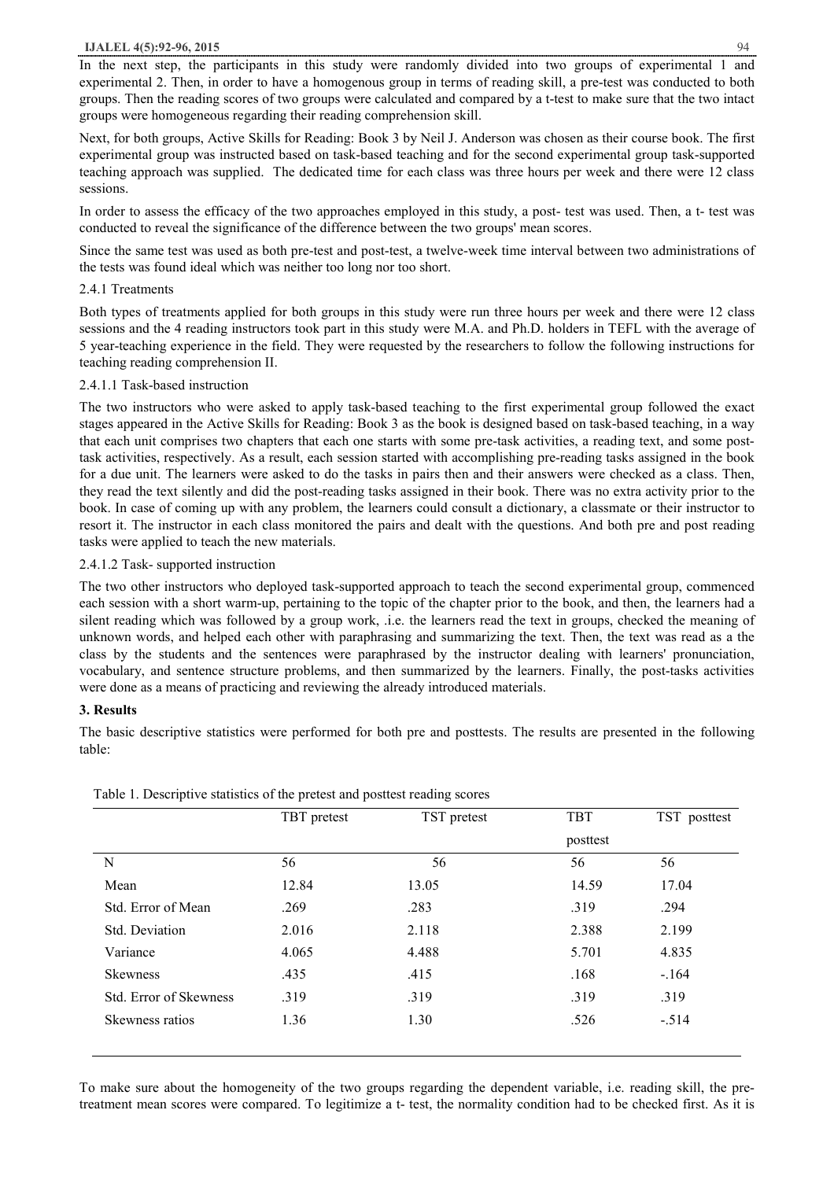In the next step, the participants in this study were randomly divided into two groups of experimental 1 and experimental 2. Then, in order to have a homogenous group in terms of reading skill, a pre-test was conducted to both groups. Then the reading scores of two groups were calculated and compared by a t-test to make sure that the two intact groups were homogeneous regarding their reading comprehension skill.

Next, for both groups, Active Skills for Reading: Book 3 by Neil J. Anderson was chosen as their course book. The first experimental group was instructed based on task-based teaching and for the second experimental group task-supported teaching approach was supplied. The dedicated time for each class was three hours per week and there were 12 class sessions.

In order to assess the efficacy of the two approaches employed in this study, a post- test was used. Then, a t- test was conducted to reveal the significance of the difference between the two groups' mean scores.

Since the same test was used as both pre-test and post-test, a twelve-week time interval between two administrations of the tests was found ideal which was neither too long nor too short.

#### 2.4.1 Treatments

Both types of treatments applied for both groups in this study were run three hours per week and there were 12 class sessions and the 4 reading instructors took part in this study were M.A. and Ph.D. holders in TEFL with the average of 5 year-teaching experience in the field. They were requested by the researchers to follow the following instructions for teaching reading comprehension II.

##### 2.4.1.1 Task-based instruction

The two instructors who were asked to apply task-based teaching to the first experimental group followed the exact stages appeared in the Active Skills for Reading: Book 3 as the book is designed based on task-based teaching, in a way that each unit comprises two chapters that each one starts with some pre-task activities, a reading text, and some post-task activities, respectively. As a result, each session started with accomplishing pre-reading tasks assigned in the book for a due unit. The learners were asked to do the tasks in pairs then and their answers were checked as a class. Then, they read the text silently and did the post-reading tasks assigned in their book. There was no extra activity prior to the book. In case of coming up with any problem, the learners could consult a dictionary, a classmate or their instructor to resort it. The instructor in each class monitored the pairs and dealt with the questions. And both pre and post reading tasks were applied to teach the new materials.

##### 2.4.1.2 Task- supported instruction

The two other instructors who deployed task-supported approach to teach the second experimental group, commenced each session with a short warm-up, pertaining to the topic of the chapter prior to the book, and then, the learners had a silent reading which was followed by a group work, .i.e. the learners read the text in groups, checked the meaning of unknown words, and helped each other with paraphrasing and summarizing the text. Then, the text was read as a the class by the students and the sentences were paraphrased by the instructor dealing with learners' pronunciation, vocabulary, and sentence structure problems, and then summarized by the learners. Finally, the post-tasks activities were done as a means of practicing and reviewing the already introduced materials.

## 3. Results

The basic descriptive statistics were performed for both pre and posttests. The results are presented in the following table:

Table 1. Descriptive statistics of the pretest and posttest reading scores

| | TBT pretest | TST pretest | TBT posttest | TST posttest |
|---|---|---|---|---|
| N | 56 | 56 | 56 | 56 |
| Mean | 12.84 | 13.05 | 14.59 | 17.04 |
| Std. Error of Mean | .269 | .283 | .319 | .294 |
| Std. Deviation | 2.016 | 2.118 | 2.388 | 2.199 |
| Variance | 4.065 | 4.488 | 5.701 | 4.835 |
| Skewness | .435 | .415 | .168 | -.164 |
| Std. Error of Skewness | .319 | .319 | .319 | .319 |
| Skewness ratios | 1.36 | 1.30 | .526 | -.514 |

To make sure about the homogeneity of the two groups regarding the dependent variable, i.e. reading skill, the pre-treatment mean scores were compared. To legitimize a t- test, the normality condition had to be checked first. As it is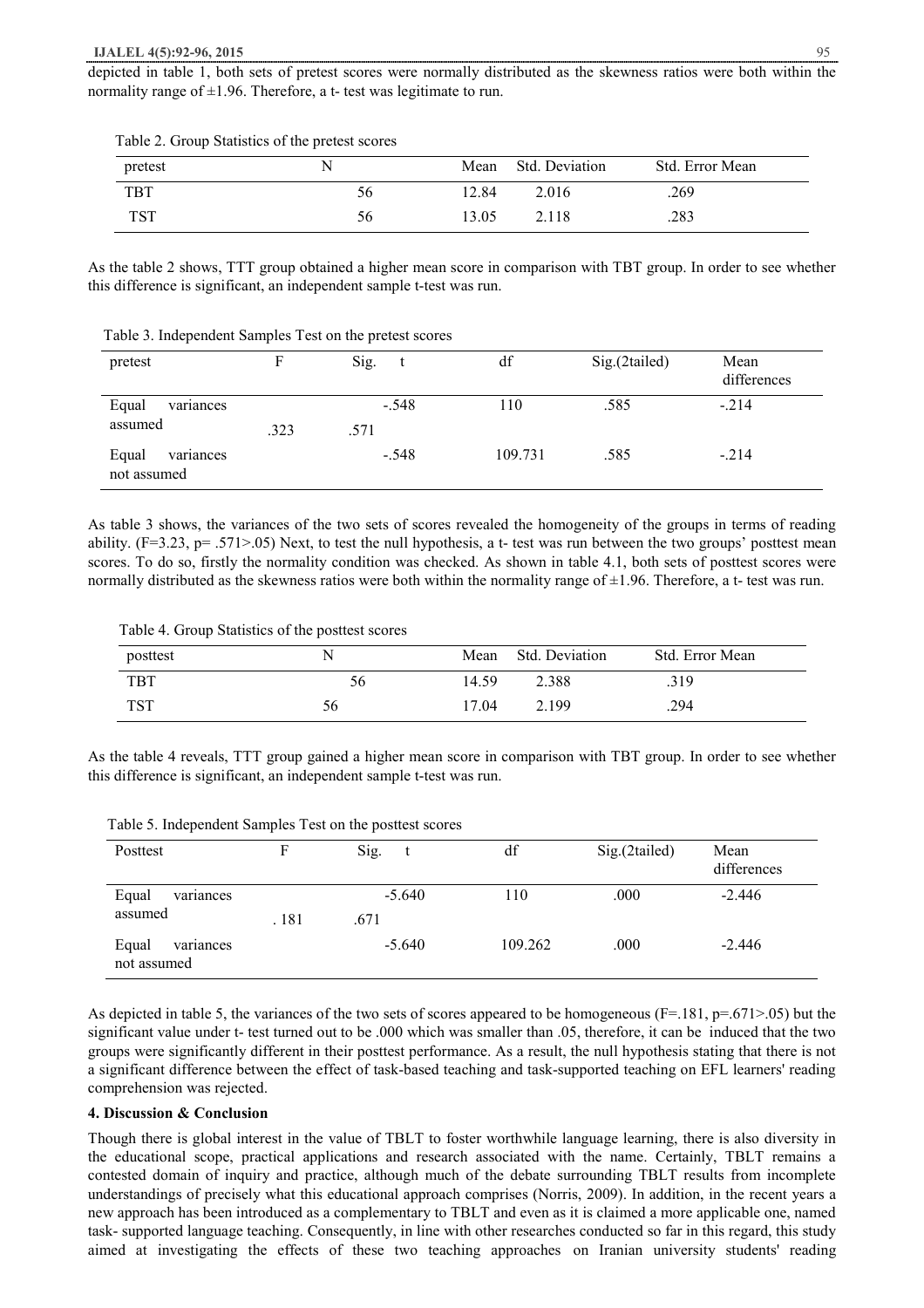depicted in table 1, both sets of pretest scores were normally distributed as the skewness ratios were both within the normality range of ±1.96. Therefore, a t- test was legitimate to run.

Table 2. Group Statistics of the pretest scores

| pretest | N | Mean | Std. Deviation | Std. Error Mean |
|---|---|---|---|---|
| TBT | 56 | 12.84 | 2.016 | .269 |
| TST | 56 | 13.05 | 2.118 | .283 |

As the table 2 shows, TTT group obtained a higher mean score in comparison with TBT group. In order to see whether this difference is significant, an independent sample t-test was run.

Table 3. Independent Samples Test on the pretest scores

| pretest | F | Sig. | t | df | Sig.(2tailed) | Mean differences |
|---|---|---|---|---|---|---|
| Equal variances assumed | .323 | .571 | -.548 | 110 | .585 | -.214 |
| Equal variances not assumed | | | -.548 | 109.731 | .585 | -.214 |

As table 3 shows, the variances of the two sets of scores revealed the homogeneity of the groups in terms of reading ability. (F=3.23, p= .571>.05) Next, to test the null hypothesis, a t- test was run between the two groups' posttest mean scores. To do so, firstly the normality condition was checked. As shown in table 4.1, both sets of posttest scores were normally distributed as the skewness ratios were both within the normality range of ±1.96. Therefore, a t- test was run.

Table 4. Group Statistics of the posttest scores

| posttest | N | Mean | Std. Deviation | Std. Error Mean |
|---|---|---|---|---|
| TBT | 56 | 14.59 | 2.388 | .319 |
| TST | 56 | 17.04 | 2.199 | .294 |

As the table 4 reveals, TTT group gained a higher mean score in comparison with TBT group. In order to see whether this difference is significant, an independent sample t-test was run.

Table 5. Independent Samples Test on the posttest scores

| Posttest | F | Sig. | t | df | Sig.(2tailed) | Mean differences |
|---|---|---|---|---|---|---|
| Equal variances assumed | . 181 | .671 | -5.640 | 110 | .000 | -2.446 |
| Equal variances not assumed | | | -5.640 | 109.262 | .000 | -2.446 |

As depicted in table 5, the variances of the two sets of scores appeared to be homogeneous (F=.181, p=.671>.05) but the significant value under t- test turned out to be .000 which was smaller than .05, therefore, it can be induced that the two groups were significantly different in their posttest performance. As a result, the null hypothesis stating that there is not a significant difference between the effect of task-based teaching and task-supported teaching on EFL learners' reading comprehension was rejected.

## 4. Discussion & Conclusion

Though there is global interest in the value of TBLT to foster worthwhile language learning, there is also diversity in the educational scope, practical applications and research associated with the name. Certainly, TBLT remains a contested domain of inquiry and practice, although much of the debate surrounding TBLT results from incomplete understandings of precisely what this educational approach comprises (Norris, 2009). In addition, in the recent years a new approach has been introduced as a complementary to TBLT and even as it is claimed a more applicable one, named task- supported language teaching. Consequently, in line with other researches conducted so far in this regard, this study aimed at investigating the effects of these two teaching approaches on Iranian university students' reading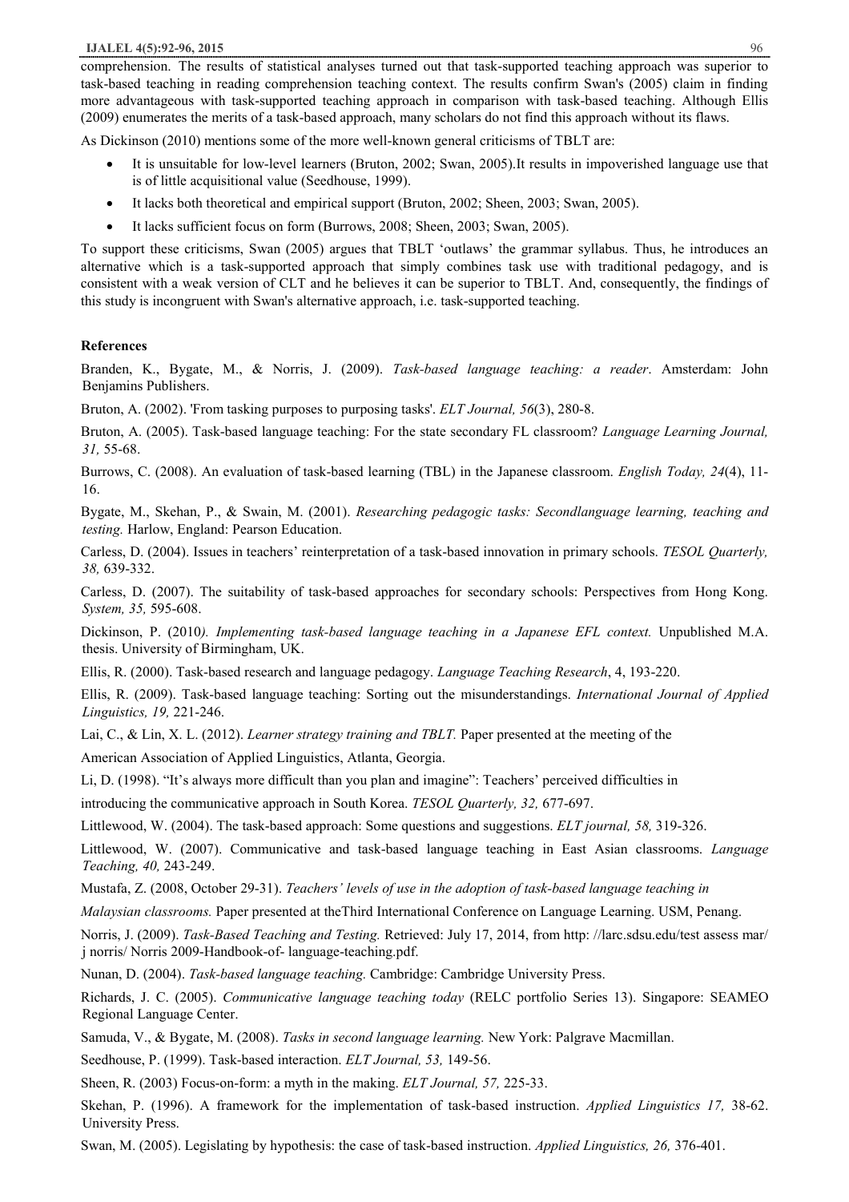comprehension. The results of statistical analyses turned out that task-supported teaching approach was superior to task-based teaching in reading comprehension teaching context. The results confirm Swan's (2005) claim in finding more advantageous with task-supported teaching approach in comparison with task-based teaching. Although Ellis (2009) enumerates the merits of a task-based approach, many scholars do not find this approach without its flaws.

As Dickinson (2010) mentions some of the more well-known general criticisms of TBLT are:

- It is unsuitable for low-level learners (Bruton, 2002; Swan, 2005).It results in impoverished language use that is of little acquisitional value (Seedhouse, 1999).
- It lacks both theoretical and empirical support (Bruton, 2002; Sheen, 2003; Swan, 2005).
- It lacks sufficient focus on form (Burrows, 2008; Sheen, 2003; Swan, 2005).

To support these criticisms, Swan (2005) argues that TBLT 'outlaws' the grammar syllabus. Thus, he introduces an alternative which is a task-supported approach that simply combines task use with traditional pedagogy, and is consistent with a weak version of CLT and he believes it can be superior to TBLT. And, consequently, the findings of this study is incongruent with Swan's alternative approach, i.e. task-supported teaching.

**References**

Branden, K., Bygate, M., & Norris, J. (2009). *Task-based language teaching: a reader*. Amsterdam: John Benjamins Publishers.

Bruton, A. (2002). 'From tasking purposes to purposing tasks'. *ELT Journal, 56*(3), 280-8.

Bruton, A. (2005). Task-based language teaching: For the state secondary FL classroom? *Language Learning Journal, 31,* 55-68.

Burrows, C. (2008). An evaluation of task-based learning (TBL) in the Japanese classroom. *English Today, 24*(4), 11-16.

Bygate, M., Skehan, P., & Swain, M. (2001). *Researching pedagogic tasks: Secondlanguage learning, teaching and testing.* Harlow, England: Pearson Education.

Carless, D. (2004). Issues in teachers' reinterpretation of a task-based innovation in primary schools. *TESOL Quarterly, 38,* 639-332.

Carless, D. (2007). The suitability of task-based approaches for secondary schools: Perspectives from Hong Kong. *System, 35,* 595-608.

Dickinson, P. (2010*). Implementing task-based language teaching in a Japanese EFL context.* Unpublished M.A. thesis. University of Birmingham, UK.

Ellis, R. (2000). Task-based research and language pedagogy. *Language Teaching Research*, 4, 193-220.

Ellis, R. (2009). Task-based language teaching: Sorting out the misunderstandings. *International Journal of Applied Linguistics, 19,* 221-246.

Lai, C., & Lin, X. L. (2012). *Learner strategy training and TBLT.* Paper presented at the meeting of the American Association of Applied Linguistics, Atlanta, Georgia.

Li, D. (1998). "It's always more difficult than you plan and imagine": Teachers' perceived difficulties in introducing the communicative approach in South Korea. *TESOL Quarterly, 32,* 677-697.

Littlewood, W. (2004). The task-based approach: Some questions and suggestions. *ELT journal, 58,* 319-326.

Littlewood, W. (2007). Communicative and task-based language teaching in East Asian classrooms. *Language Teaching, 40,* 243-249.

Mustafa, Z. (2008, October 29-31). *Teachers' levels of use in the adoption of task-based language teaching in Malaysian classrooms.* Paper presented at theThird International Conference on Language Learning. USM, Penang.

Norris, J. (2009). *Task-Based Teaching and Testing.* Retrieved: July 17, 2014, from http: //larc.sdsu.edu/test assess mar/ j norris/ Norris 2009-Handbook-of- language-teaching.pdf.

Nunan, D. (2004). *Task-based language teaching.* Cambridge: Cambridge University Press.

Richards, J. C. (2005). *Communicative language teaching today* (RELC portfolio Series 13). Singapore: SEAMEO Regional Language Center.

Samuda, V., & Bygate, M. (2008). *Tasks in second language learning.* New York: Palgrave Macmillan.

Seedhouse, P. (1999). Task-based interaction. *ELT Journal, 53,* 149-56.

Sheen, R. (2003) Focus-on-form: a myth in the making. *ELT Journal, 57,* 225-33.

Skehan, P. (1996). A framework for the implementation of task-based instruction. *Applied Linguistics 17,* 38-62. University Press.

Swan, M. (2005). Legislating by hypothesis: the case of task-based instruction. *Applied Linguistics, 26,* 376-401.